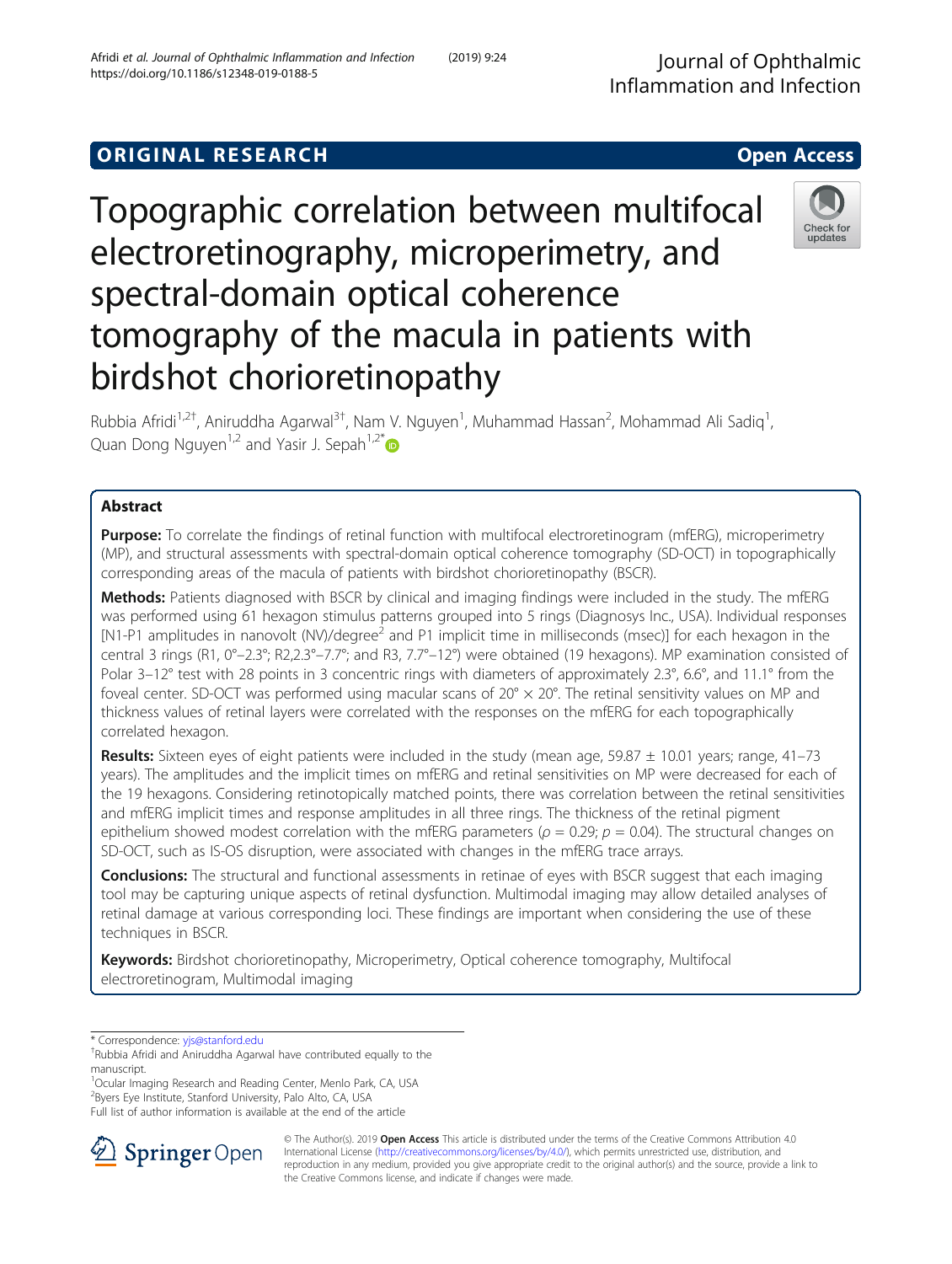ORIGINAL RESEARCH

Open Access

# Topographic correlation between multifocal electroretinography, microperimetry, and spectral-domain optical coherence tomography of the macula in patients with birdshot chorioretinopathy

Rubbia Afridi[1,2†], Aniruddha Agarwal[3†], Nam V. Nguyen[1], Muhammad Hassan[2], Mohammad Ali Sadiq[1], Quan Dong Nguyen[1,2] and Yasir J. Sepah[1,2*]

## Abstract

**Purpose:** To correlate the findings of retinal function with multifocal electroretinogram (mfERG), microperimetry (MP), and structural assessments with spectral-domain optical coherence tomography (SD-OCT) in topographically corresponding areas of the macula of patients with birdshot chorioretinopathy (BSCR).

**Methods:** Patients diagnosed with BSCR by clinical and imaging findings were included in the study. The mfERG was performed using 61 hexagon stimulus patterns grouped into 5 rings (Diagnosys Inc., USA). Individual responses [N1-P1 amplitudes in nanovolt (NV)/degree$^2$ and P1 implicit time in milliseconds (msec)] for each hexagon in the central 3 rings (R1, 0°–2.3°; R2,2.3°–7.7°; and R3, 7.7°–12°) were obtained (19 hexagons). MP examination consisted of Polar 3–12° test with 28 points in 3 concentric rings with diameters of approximately 2.3°, 6.6°, and 11.1° from the foveal center. SD-OCT was performed using macular scans of 20° × 20°. The retinal sensitivity values on MP and thickness values of retinal layers were correlated with the responses on the mfERG for each topographically correlated hexagon.

**Results:** Sixteen eyes of eight patients were included in the study (mean age, 59.87 ± 10.01 years; range, 41–73 years). The amplitudes and the implicit times on mfERG and retinal sensitivities on MP were decreased for each of the 19 hexagons. Considering retinotopically matched points, there was correlation between the retinal sensitivities and mfERG implicit times and response amplitudes in all three rings. The thickness of the retinal pigment epithelium showed modest correlation with the mfERG parameters ($\rho = 0.29$; $p = 0.04$). The structural changes on SD-OCT, such as IS-OS disruption, were associated with changes in the mfERG trace arrays.

**Conclusions:** The structural and functional assessments in retinae of eyes with BSCR suggest that each imaging tool may be capturing unique aspects of retinal dysfunction. Multimodal imaging may allow detailed analyses of retinal damage at various corresponding loci. These findings are important when considering the use of these techniques in BSCR.

**Keywords:** Birdshot chorioretinopathy, Microperimetry, Optical coherence tomography, Multifocal electroretinogram, Multimodal imaging

\* Correspondence: yjs@stanford.edu
†Rubbia Afridi and Aniruddha Agarwal have contributed equally to the manuscript.
[1]Ocular Imaging Research and Reading Center, Menlo Park, CA, USA
[2]Byers Eye Institute, Stanford University, Palo Alto, CA, USA
Full list of author information is available at the end of the article

© The Author(s). 2019 **Open Access** This article is distributed under the terms of the Creative Commons Attribution 4.0 International License (http://creativecommons.org/licenses/by/4.0/), which permits unrestricted use, distribution, and reproduction in any medium, provided you give appropriate credit to the original author(s) and the source, provide a link to the Creative Commons license, and indicate if changes were made.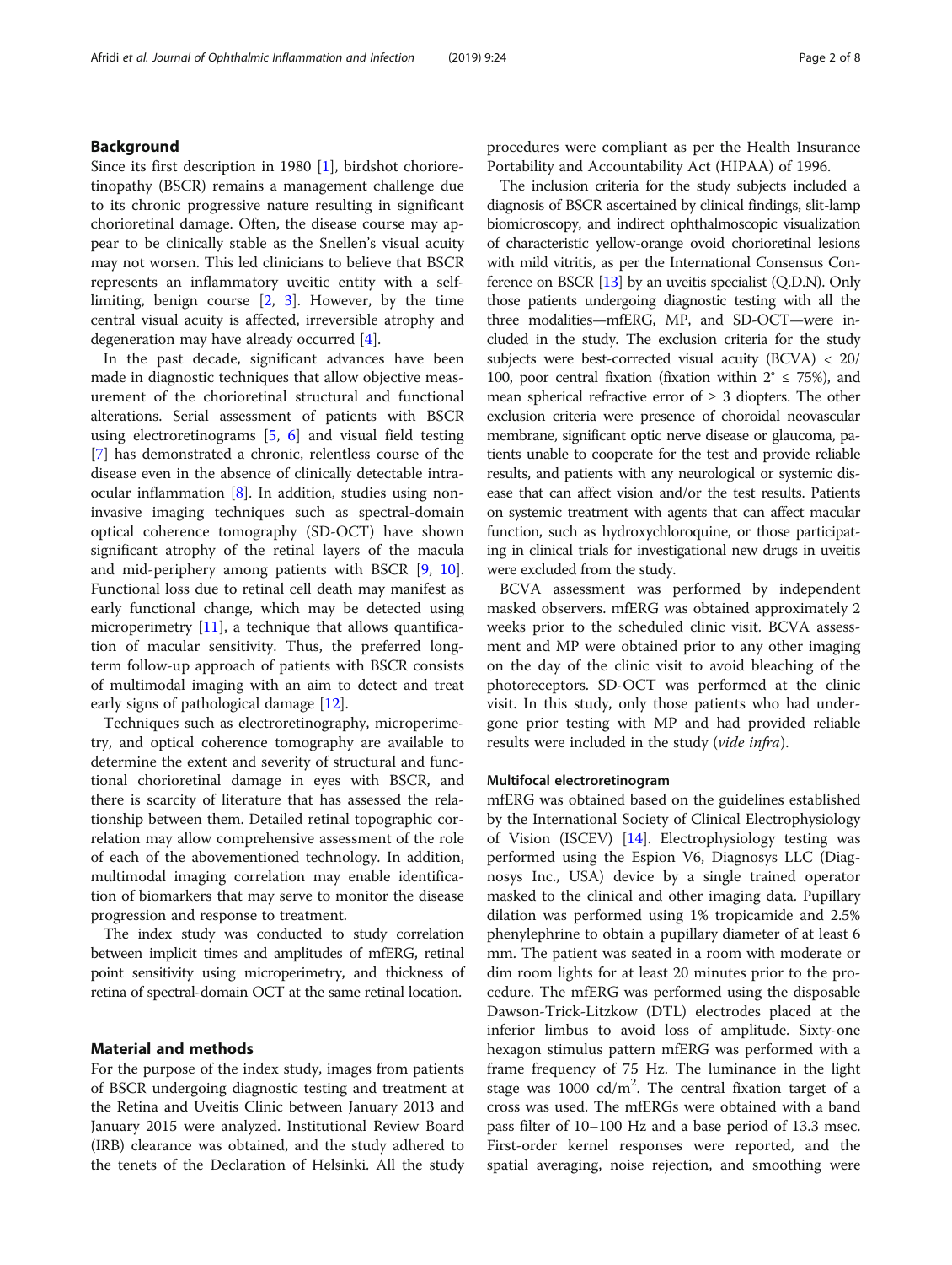## Background

Since its first description in 1980 [1], birdshot chorioretinopathy (BSCR) remains a management challenge due to its chronic progressive nature resulting in significant chorioretinal damage. Often, the disease course may appear to be clinically stable as the Snellen's visual acuity may not worsen. This led clinicians to believe that BSCR represents an inflammatory uveitic entity with a self-limiting, benign course [2, 3]. However, by the time central visual acuity is affected, irreversible atrophy and degeneration may have already occurred [4].

In the past decade, significant advances have been made in diagnostic techniques that allow objective measurement of the chorioretinal structural and functional alterations. Serial assessment of patients with BSCR using electroretinograms [5, 6] and visual field testing [7] has demonstrated a chronic, relentless course of the disease even in the absence of clinically detectable intraocular inflammation [8]. In addition, studies using non-invasive imaging techniques such as spectral-domain optical coherence tomography (SD-OCT) have shown significant atrophy of the retinal layers of the macula and mid-periphery among patients with BSCR [9, 10]. Functional loss due to retinal cell death may manifest as early functional change, which may be detected using microperimetry [11], a technique that allows quantification of macular sensitivity. Thus, the preferred long-term follow-up approach of patients with BSCR consists of multimodal imaging with an aim to detect and treat early signs of pathological damage [12].

Techniques such as electroretinography, microperimetry, and optical coherence tomography are available to determine the extent and severity of structural and functional chorioretinal damage in eyes with BSCR, and there is scarcity of literature that has assessed the relationship between them. Detailed retinal topographic correlation may allow comprehensive assessment of the role of each of the abovementioned technology. In addition, multimodal imaging correlation may enable identification of biomarkers that may serve to monitor the disease progression and response to treatment.

The index study was conducted to study correlation between implicit times and amplitudes of mfERG, retinal point sensitivity using microperimetry, and thickness of retina of spectral-domain OCT at the same retinal location.

## Material and methods

For the purpose of the index study, images from patients of BSCR undergoing diagnostic testing and treatment at the Retina and Uveitis Clinic between January 2013 and January 2015 were analyzed. Institutional Review Board (IRB) clearance was obtained, and the study adhered to the tenets of the Declaration of Helsinki. All the study procedures were compliant as per the Health Insurance Portability and Accountability Act (HIPAA) of 1996.

The inclusion criteria for the study subjects included a diagnosis of BSCR ascertained by clinical findings, slit-lamp biomicroscopy, and indirect ophthalmoscopic visualization of characteristic yellow-orange ovoid chorioretinal lesions with mild vitritis, as per the International Consensus Conference on BSCR [13] by an uveitis specialist (Q.D.N). Only those patients undergoing diagnostic testing with all the three modalities—mfERG, MP, and SD-OCT—were included in the study. The exclusion criteria for the study subjects were best-corrected visual acuity (BCVA) < 20/100, poor central fixation (fixation within 2° ≤ 75%), and mean spherical refractive error of ≥ 3 diopters. The other exclusion criteria were presence of choroidal neovascular membrane, significant optic nerve disease or glaucoma, patients unable to cooperate for the test and provide reliable results, and patients with any neurological or systemic disease that can affect vision and/or the test results. Patients on systemic treatment with agents that can affect macular function, such as hydroxychloroquine, or those participating in clinical trials for investigational new drugs in uveitis were excluded from the study.

BCVA assessment was performed by independent masked observers. mfERG was obtained approximately 2 weeks prior to the scheduled clinic visit. BCVA assessment and MP were obtained prior to any other imaging on the day of the clinic visit to avoid bleaching of the photoreceptors. SD-OCT was performed at the clinic visit. In this study, only those patients who had undergone prior testing with MP and had provided reliable results were included in the study (*vide infra*).

### Multifocal electroretinogram

mfERG was obtained based on the guidelines established by the International Society of Clinical Electrophysiology of Vision (ISCEV) [14]. Electrophysiology testing was performed using the Espion V6, Diagnosys LLC (Diagnosys Inc., USA) device by a single trained operator masked to the clinical and other imaging data. Pupillary dilation was performed using 1% tropicamide and 2.5% phenylephrine to obtain a pupillary diameter of at least 6 mm. The patient was seated in a room with moderate or dim room lights for at least 20 minutes prior to the procedure. The mfERG was performed using the disposable Dawson-Trick-Litzkow (DTL) electrodes placed at the inferior limbus to avoid loss of amplitude. Sixty-one hexagon stimulus pattern mfERG was performed with a frame frequency of 75 Hz. The luminance in the light stage was 1000 cd/m$^2$. The central fixation target of a cross was used. The mfERGs were obtained with a band pass filter of 10–100 Hz and a base period of 13.3 msec. First-order kernel responses were reported, and the spatial averaging, noise rejection, and smoothing were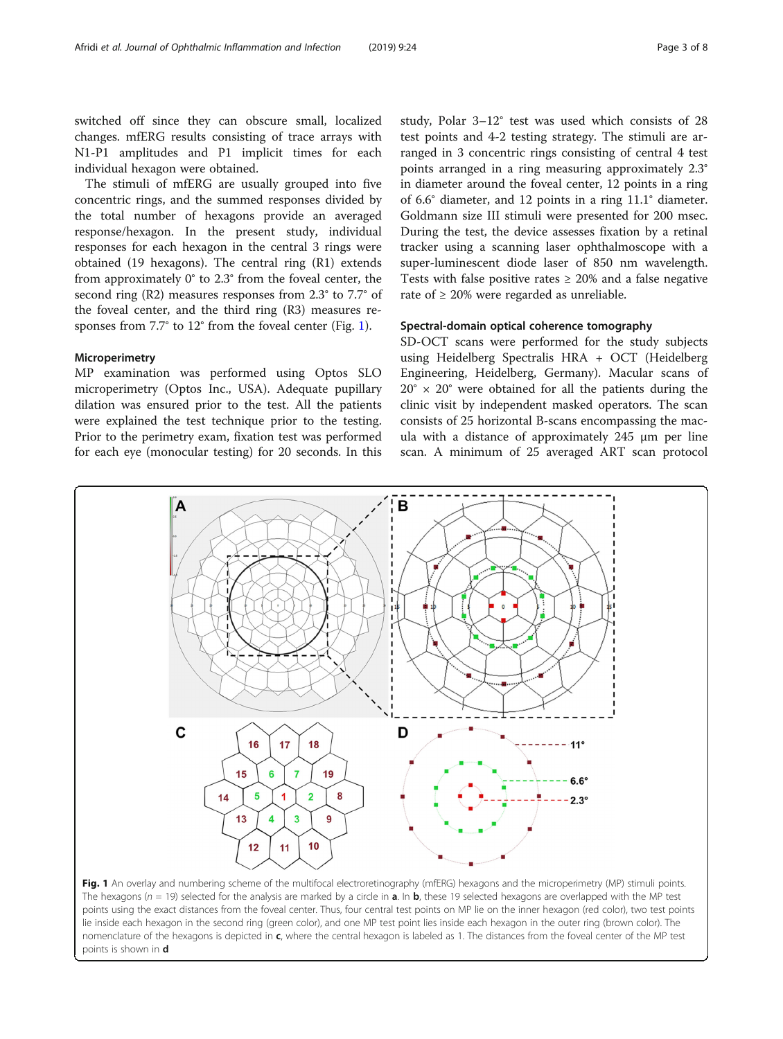switched off since they can obscure small, localized changes. mfERG results consisting of trace arrays with N1-P1 amplitudes and P1 implicit times for each individual hexagon were obtained.

The stimuli of mfERG are usually grouped into five concentric rings, and the summed responses divided by the total number of hexagons provide an averaged response/hexagon. In the present study, individual responses for each hexagon in the central 3 rings were obtained (19 hexagons). The central ring (R1) extends from approximately 0° to 2.3° from the foveal center, the second ring (R2) measures responses from 2.3° to 7.7° of the foveal center, and the third ring (R3) measures responses from 7.7° to 12° from the foveal center (Fig. 1).

### Microperimetry

MP examination was performed using Optos SLO microperimetry (Optos Inc., USA). Adequate pupillary dilation was ensured prior to the test. All the patients were explained the test technique prior to the testing. Prior to the perimetry exam, fixation test was performed for each eye (monocular testing) for 20 seconds. In this study, Polar 3–12° test was used which consists of 28 test points and 4-2 testing strategy. The stimuli are arranged in 3 concentric rings consisting of central 4 test points arranged in a ring measuring approximately 2.3° in diameter around the foveal center, 12 points in a ring of 6.6° diameter, and 12 points in a ring 11.1° diameter. Goldmann size III stimuli were presented for 200 msec. During the test, the device assesses fixation by a retinal tracker using a scanning laser ophthalmoscope with a super-luminescent diode laser of 850 nm wavelength. Tests with false positive rates ≥ 20% and a false negative rate of ≥ 20% were regarded as unreliable.

### Spectral-domain optical coherence tomography

SD-OCT scans were performed for the study subjects using Heidelberg Spectralis HRA + OCT (Heidelberg Engineering, Heidelberg, Germany). Macular scans of 20° × 20° were obtained for all the patients during the clinic visit by independent masked operators. The scan consists of 25 horizontal B-scans encompassing the macula with a distance of approximately 245 μm per line scan. A minimum of 25 averaged ART scan protocol

**Fig. 1** An overlay and numbering scheme of the multifocal electroretinography (mfERG) hexagons and the microperimetry (MP) stimuli points. The hexagons ($n = 19$) selected for the analysis are marked by a circle in **a**. In **b**, these 19 selected hexagons are overlapped with the MP test points using the exact distances from the foveal center. Thus, four central test points on MP lie on the inner hexagon (red color), two test points lie inside each hexagon in the second ring (green color), and one MP test point lies inside each hexagon in the outer ring (brown color). The nomenclature of the hexagons is depicted in **c**, where the central hexagon is labeled as 1. The distances from the foveal center of the MP test points is shown in **d**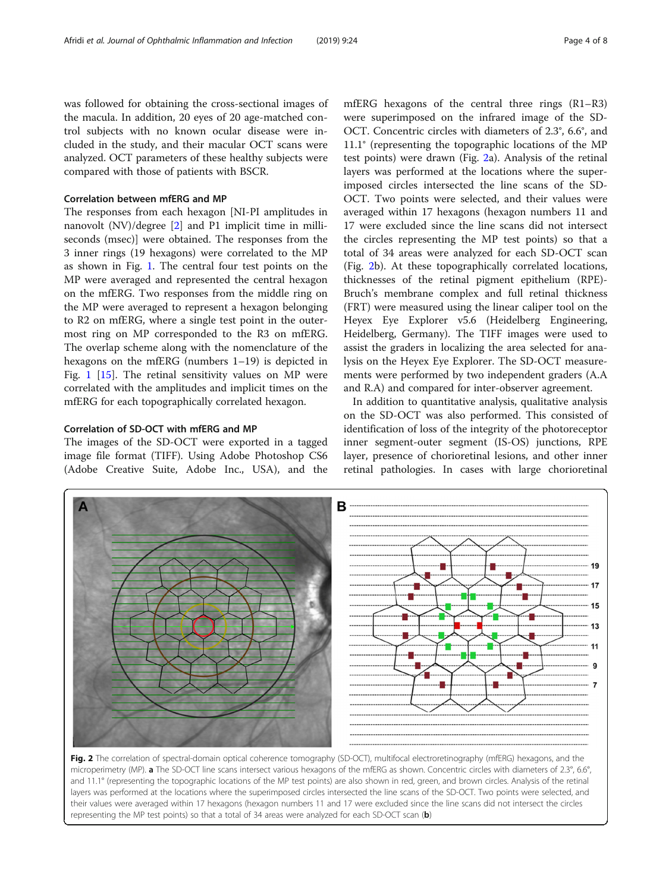was followed for obtaining the cross-sectional images of the macula. In addition, 20 eyes of 20 age-matched control subjects with no known ocular disease were included in the study, and their macular OCT scans were analyzed. OCT parameters of these healthy subjects were compared with those of patients with BSCR.

### Correlation between mfERG and MP

The responses from each hexagon [NI-PI amplitudes in nanovolt (NV)/degree [2] and P1 implicit time in milliseconds (msec)] were obtained. The responses from the 3 inner rings (19 hexagons) were correlated to the MP as shown in Fig. 1. The central four test points on the MP were averaged and represented the central hexagon on the mfERG. Two responses from the middle ring on the MP were averaged to represent a hexagon belonging to R2 on mfERG, where a single test point in the outermost ring on MP corresponded to the R3 on mfERG. The overlap scheme along with the nomenclature of the hexagons on the mfERG (numbers 1–19) is depicted in Fig. 1 [15]. The retinal sensitivity values on MP were correlated with the amplitudes and implicit times on the mfERG for each topographically correlated hexagon.

### Correlation of SD-OCT with mfERG and MP

The images of the SD-OCT were exported in a tagged image file format (TIFF). Using Adobe Photoshop CS6 (Adobe Creative Suite, Adobe Inc., USA), and the mfERG hexagons of the central three rings (R1–R3) were superimposed on the infrared image of the SD-OCT. Concentric circles with diameters of 2.3°, 6.6°, and 11.1° (representing the topographic locations of the MP test points) were drawn (Fig. 2a). Analysis of the retinal layers was performed at the locations where the superimposed circles intersected the line scans of the SD-OCT. Two points were selected, and their values were averaged within 17 hexagons (hexagon numbers 11 and 17 were excluded since the line scans did not intersect the circles representing the MP test points) so that a total of 34 areas were analyzed for each SD-OCT scan (Fig. 2b). At these topographically correlated locations, thicknesses of the retinal pigment epithelium (RPE)-Bruch's membrane complex and full retinal thickness (FRT) were measured using the linear caliper tool on the Heyex Eye Explorer v5.6 (Heidelberg Engineering, Heidelberg, Germany). The TIFF images were used to assist the graders in localizing the area selected for analysis on the Heyex Eye Explorer. The SD-OCT measurements were performed by two independent graders (A.A and R.A) and compared for inter-observer agreement.

In addition to quantitative analysis, qualitative analysis on the SD-OCT was also performed. This consisted of identification of loss of the integrity of the photoreceptor inner segment-outer segment (IS-OS) junctions, RPE layer, presence of chorioretinal lesions, and other inner retinal pathologies. In cases with large chorioretinal

**Fig. 2** The correlation of spectral-domain optical coherence tomography (SD-OCT), multifocal electroretinography (mfERG) hexagons, and the microperimetry (MP). **a** The SD-OCT line scans intersect various hexagons of the mfERG as shown. Concentric circles with diameters of 2.3°, 6.6°, and 11.1° (representing the topographic locations of the MP test points) are also shown in red, green, and brown circles. Analysis of the retinal layers was performed at the locations where the superimposed circles intersected the line scans of the SD-OCT. Two points were selected, and their values were averaged within 17 hexagons (hexagon numbers 11 and 17 were excluded since the line scans did not intersect the circles representing the MP test points) so that a total of 34 areas were analyzed for each SD-OCT scan (**b**)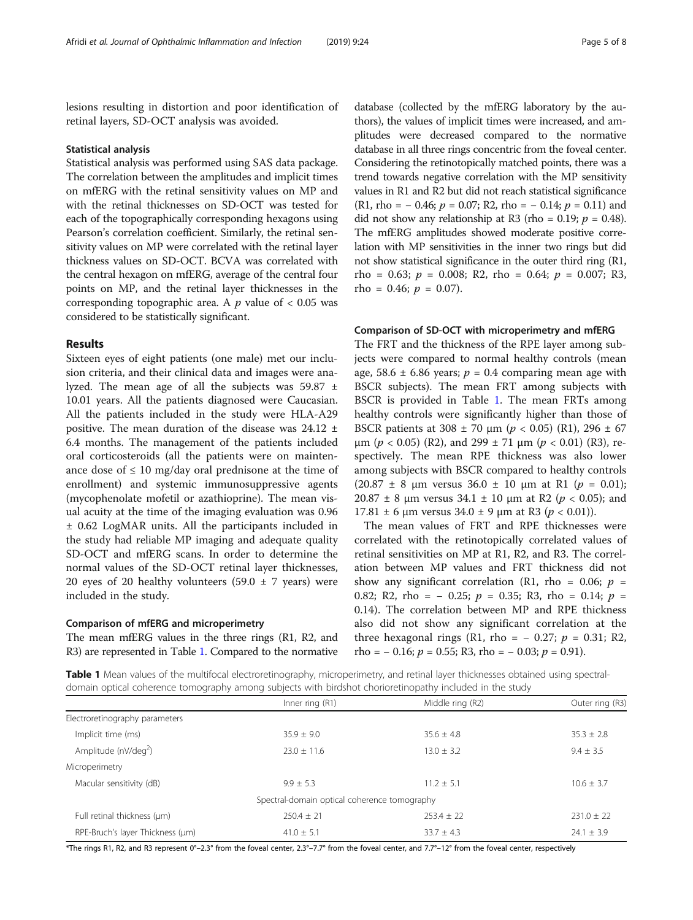lesions resulting in distortion and poor identification of retinal layers, SD-OCT analysis was avoided.

### Statistical analysis

Statistical analysis was performed using SAS data package. The correlation between the amplitudes and implicit times on mfERG with the retinal sensitivity values on MP and with the retinal thicknesses on SD-OCT was tested for each of the topographically corresponding hexagons using Pearson's correlation coefficient. Similarly, the retinal sensitivity values on MP were correlated with the retinal layer thickness values on SD-OCT. BCVA was correlated with the central hexagon on mfERG, average of the central four points on MP, and the retinal layer thicknesses in the corresponding topographic area. A $p$ value of $< 0.05$ was considered to be statistically significant.

## Results

Sixteen eyes of eight patients (one male) met our inclusion criteria, and their clinical data and images were analyzed. The mean age of all the subjects was 59.87 ± 10.01 years. All the patients diagnosed were Caucasian. All the patients included in the study were HLA-A29 positive. The mean duration of the disease was 24.12 ± 6.4 months. The management of the patients included oral corticosteroids (all the patients were on maintenance dose of ≤ 10 mg/day oral prednisone at the time of enrollment) and systemic immunosuppressive agents (mycophenolate mofetil or azathioprine). The mean visual acuity at the time of the imaging evaluation was 0.96 ± 0.62 LogMAR units. All the participants included in the study had reliable MP imaging and adequate quality SD-OCT and mfERG scans. In order to determine the normal values of the SD-OCT retinal layer thicknesses, 20 eyes of 20 healthy volunteers (59.0 ± 7 years) were included in the study.

### Comparison of mfERG and microperimetry

The mean mfERG values in the three rings (R1, R2, and R3) are represented in Table 1. Compared to the normative database (collected by the mfERG laboratory by the authors), the values of implicit times were increased, and amplitudes were decreased compared to the normative database in all three rings concentric from the foveal center. Considering the retinotopically matched points, there was a trend towards negative correlation with the MP sensitivity values in R1 and R2 but did not reach statistical significance (R1, rho = − 0.46; $p = 0.07$; R2, rho = − 0.14; $p = 0.11$) and did not show any relationship at R3 (rho = 0.19; $p = 0.48$). The mfERG amplitudes showed moderate positive correlation with MP sensitivities in the inner two rings but did not show statistical significance in the outer third ring (R1, rho = 0.63; $p = 0.008$; R2, rho = 0.64; $p = 0.007$; R3, rho = 0.46; $p = 0.07$).

### Comparison of SD-OCT with microperimetry and mfERG

The FRT and the thickness of the RPE layer among subjects were compared to normal healthy controls (mean age, 58.6 ± 6.86 years; $p = 0.4$ comparing mean age with BSCR subjects). The mean FRT among subjects with BSCR is provided in Table 1. The mean FRTs among healthy controls were significantly higher than those of BSCR patients at 308 ± 70 μm ($p < 0.05$) (R1), 296 ± 67 μm ($p < 0.05$) (R2), and 299 ± 71 μm ($p < 0.01$) (R3), respectively. The mean RPE thickness was also lower among subjects with BSCR compared to healthy controls (20.87 ± 8 μm versus 36.0 ± 10 μm at R1 ($p = 0.01$); 20.87 ± 8 μm versus 34.1 ± 10 μm at R2 ($p < 0.05$); and 17.81 ± 6 μm versus 34.0 ± 9 μm at R3 ($p < 0.01$)).

The mean values of FRT and RPE thicknesses were correlated with the retinotopically correlated values of retinal sensitivities on MP at R1, R2, and R3. The correlation between MP values and FRT thickness did not show any significant correlation (R1, rho = 0.06; $p = 0.82$; R2, rho = − 0.25; $p = 0.35$; R3, rho = 0.14; $p = 0.14$). The correlation between MP and RPE thickness also did not show any significant correlation at the three hexagonal rings (R1, rho = − 0.27; $p = 0.31$; R2, rho = − 0.16; $p = 0.55$; R3, rho = − 0.03; $p = 0.91$).

**Table 1** Mean values of the multifocal electroretinography, microperimetry, and retinal layer thicknesses obtained using spectral-domain optical coherence tomography among subjects with birdshot chorioretinopathy included in the study

| | Inner ring (R1) | Middle ring (R2) | Outer ring (R3) |
|---|---|---|---|
| Electroretinography parameters | | | |
| Implicit time (ms) | 35.9 ± 9.0 | 35.6 ± 4.8 | 35.3 ± 2.8 |
| Amplitude (nV/deg$^2$) | 23.0 ± 11.6 | 13.0 ± 3.2 | 9.4 ± 3.5 |
| Microperimetry | | | |
| Macular sensitivity (dB) | 9.9 ± 5.3 | 11.2 ± 5.1 | 10.6 ± 3.7 |
| Spectral-domain optical coherence tomography | | | |
| Full retinal thickness (μm) | 250.4 ± 21 | 253.4 ± 22 | 231.0 ± 22 |
| RPE-Bruch's layer Thickness (μm) | 41.0 ± 5.1 | 33.7 ± 4.3 | 24.1 ± 3.9 |

*The rings R1, R2, and R3 represent 0°–2.3° from the foveal center, 2.3°–7.7° from the foveal center, and 7.7°–12° from the foveal center, respectively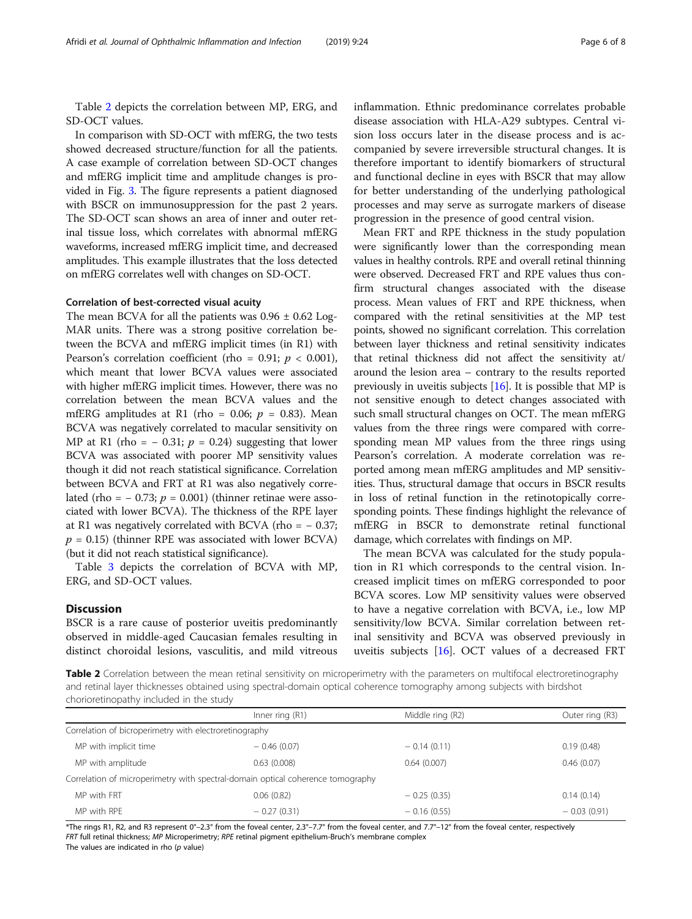Table 2 depicts the correlation between MP, ERG, and SD-OCT values.

In comparison with SD-OCT with mfERG, the two tests showed decreased structure/function for all the patients. A case example of correlation between SD-OCT changes and mfERG implicit time and amplitude changes is provided in Fig. 3. The figure represents a patient diagnosed with BSCR on immunosuppression for the past 2 years. The SD-OCT scan shows an area of inner and outer retinal tissue loss, which correlates with abnormal mfERG waveforms, increased mfERG implicit time, and decreased amplitudes. This example illustrates that the loss detected on mfERG correlates well with changes on SD-OCT.

### Correlation of best-corrected visual acuity

The mean BCVA for all the patients was 0.96 ± 0.62 LogMAR units. There was a strong positive correlation between the BCVA and mfERG implicit times (in R1) with Pearson's correlation coefficient (rho = 0.91; $p$ < 0.001), which meant that lower BCVA values were associated with higher mfERG implicit times. However, there was no correlation between the mean BCVA values and the mfERG amplitudes at R1 (rho = 0.06; $p$ = 0.83). Mean BCVA was negatively correlated to macular sensitivity on MP at R1 (rho = − 0.31; $p$ = 0.24) suggesting that lower BCVA was associated with poorer MP sensitivity values though it did not reach statistical significance. Correlation between BCVA and FRT at R1 was also negatively correlated (rho = − 0.73; $p$ = 0.001) (thinner retinae were associated with lower BCVA). The thickness of the RPE layer at R1 was negatively correlated with BCVA (rho = − 0.37; $p$ = 0.15) (thinner RPE was associated with lower BCVA) (but it did not reach statistical significance).

Table 3 depicts the correlation of BCVA with MP, ERG, and SD-OCT values.

## Discussion

BSCR is a rare cause of posterior uveitis predominantly observed in middle-aged Caucasian females resulting in distinct choroidal lesions, vasculitis, and mild vitreous inflammation. Ethnic predominance correlates probable disease association with HLA-A29 subtypes. Central vision loss occurs later in the disease process and is accompanied by severe irreversible structural changes. It is therefore important to identify biomarkers of structural and functional decline in eyes with BSCR that may allow for better understanding of the underlying pathological processes and may serve as surrogate markers of disease progression in the presence of good central vision.

Mean FRT and RPE thickness in the study population were significantly lower than the corresponding mean values in healthy controls. RPE and overall retinal thinning were observed. Decreased FRT and RPE values thus confirm structural changes associated with the disease process. Mean values of FRT and RPE thickness, when compared with the retinal sensitivities at the MP test points, showed no significant correlation. This correlation between layer thickness and retinal sensitivity indicates that retinal thickness did not affect the sensitivity at/around the lesion area – contrary to the results reported previously in uveitis subjects [16]. It is possible that MP is not sensitive enough to detect changes associated with such small structural changes on OCT. The mean mfERG values from the three rings were compared with corresponding mean MP values from the three rings using Pearson's correlation. A moderate correlation was reported among mean mfERG amplitudes and MP sensitivities. Thus, structural damage that occurs in BSCR results in loss of retinal function in the retinotopically corresponding points. These findings highlight the relevance of mfERG in BSCR to demonstrate retinal functional damage, which correlates with findings on MP.

The mean BCVA was calculated for the study population in R1 which corresponds to the central vision. Increased implicit times on mfERG corresponded to poor BCVA scores. Low MP sensitivity values were observed to have a negative correlation with BCVA, i.e., low MP sensitivity/low BCVA. Similar correlation between retinal sensitivity and BCVA was observed previously in uveitis subjects [16]. OCT values of a decreased FRT

**Table 2** Correlation between the mean retinal sensitivity on microperimetry with the parameters on multifocal electroretinography and retinal layer thicknesses obtained using spectral-domain optical coherence tomography among subjects with birdshot chorioretinopathy included in the study

| | Inner ring (R1) | Middle ring (R2) | Outer ring (R3) |
|---|---|---|---|
| Correlation of bicroperimetry with electroretinography | | | |
| MP with implicit time | − 0.46 (0.07) | − 0.14 (0.11) | 0.19 (0.48) |
| MP with amplitude | 0.63 (0.008) | 0.64 (0.007) | 0.46 (0.07) |
| Correlation of microperimetry with spectral-domain optical coherence tomography | | | |
| MP with FRT | 0.06 (0.82) | − 0.25 (0.35) | 0.14 (0.14) |
| MP with RPE | − 0.27 (0.31) | − 0.16 (0.55) | − 0.03 (0.91) |

*The rings R1, R2, and R3 represent 0°–2.3° from the foveal center, 2.3°–7.7° from the foveal center, and 7.7°–12° from the foveal center, respectively
*FRT* full retinal thickness; *MP* Microperimetry; *RPE* retinal pigment epithelium-Bruch's membrane complex
The values are indicated in rho ($p$ value)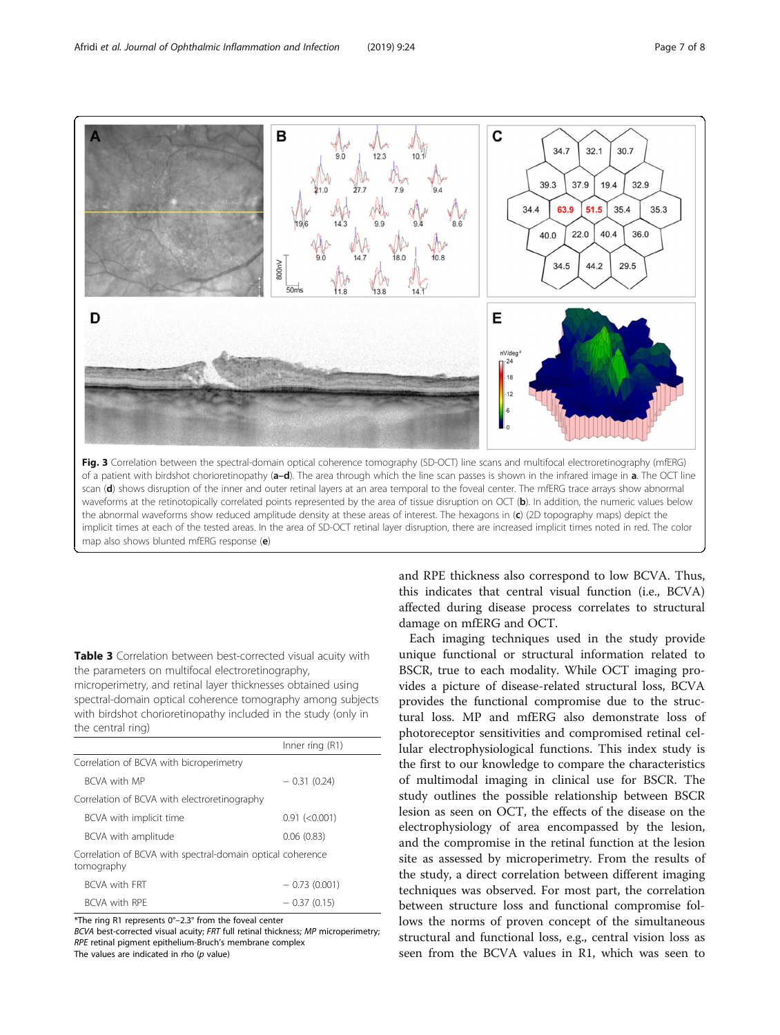**Fig. 3** Correlation between the spectral-domain optical coherence tomography (SD-OCT) line scans and multifocal electroretinography (mfERG) of a patient with birdshot chorioretinopathy (**a**–**d**). The area through which the line scan passes is shown in the infrared image in **a**. The OCT line scan (**d**) shows disruption of the inner and outer retinal layers at an area temporal to the foveal center. The mfERG trace arrays show abnormal waveforms at the retinotopically correlated points represented by the area of tissue disruption on OCT (**b**). In addition, the numeric values below the abnormal waveforms show reduced amplitude density at these areas of interest. The hexagons in (**c**) (2D topography maps) depict the implicit times at each of the tested areas. In the area of SD-OCT retinal layer disruption, there are increased implicit times noted in red. The color map also shows blunted mfERG response (**e**)

**Table 3** Correlation between best-corrected visual acuity with the parameters on multifocal electroretinography, microperimetry, and retinal layer thicknesses obtained using spectral-domain optical coherence tomography among subjects with birdshot chorioretinopathy included in the study (only in the central ring)

| | Inner ring (R1) |
|---|---|
| Correlation of BCVA with bicroperimetry | |
| BCVA with MP | − 0.31 (0.24) |
| Correlation of BCVA with electroretinography | |
| BCVA with implicit time | 0.91 (<0.001) |
| BCVA with amplitude | 0.06 (0.83) |
| Correlation of BCVA with spectral-domain optical coherence tomography | |
| BCVA with FRT | − 0.73 (0.001) |
| BCVA with RPE | − 0.37 (0.15) |

*The ring R1 represents 0°–2.3° from the foveal center
*BCVA* best-corrected visual acuity; *FRT* full retinal thickness; *MP* microperimetry; *RPE* retinal pigment epithelium-Bruch's membrane complex
The values are indicated in rho (*p* value)

and RPE thickness also correspond to low BCVA. Thus, this indicates that central visual function (i.e., BCVA) affected during disease process correlates to structural damage on mfERG and OCT.

Each imaging techniques used in the study provide unique functional or structural information related to BSCR, true to each modality. While OCT imaging provides a picture of disease-related structural loss, BCVA provides the functional compromise due to the structural loss. MP and mfERG also demonstrate loss of photoreceptor sensitivities and compromised retinal cellular electrophysiological functions. This index study is the first to our knowledge to compare the characteristics of multimodal imaging in clinical use for BSCR. The study outlines the possible relationship between BSCR lesion as seen on OCT, the effects of the disease on the electrophysiology of area encompassed by the lesion, and the compromise in the retinal function at the lesion site as assessed by microperimetry. From the results of the study, a direct correlation between different imaging techniques was observed. For most part, the correlation between structure loss and functional compromise follows the norms of proven concept of the simultaneous structural and functional loss, e.g., central vision loss as seen from the BCVA values in R1, which was seen to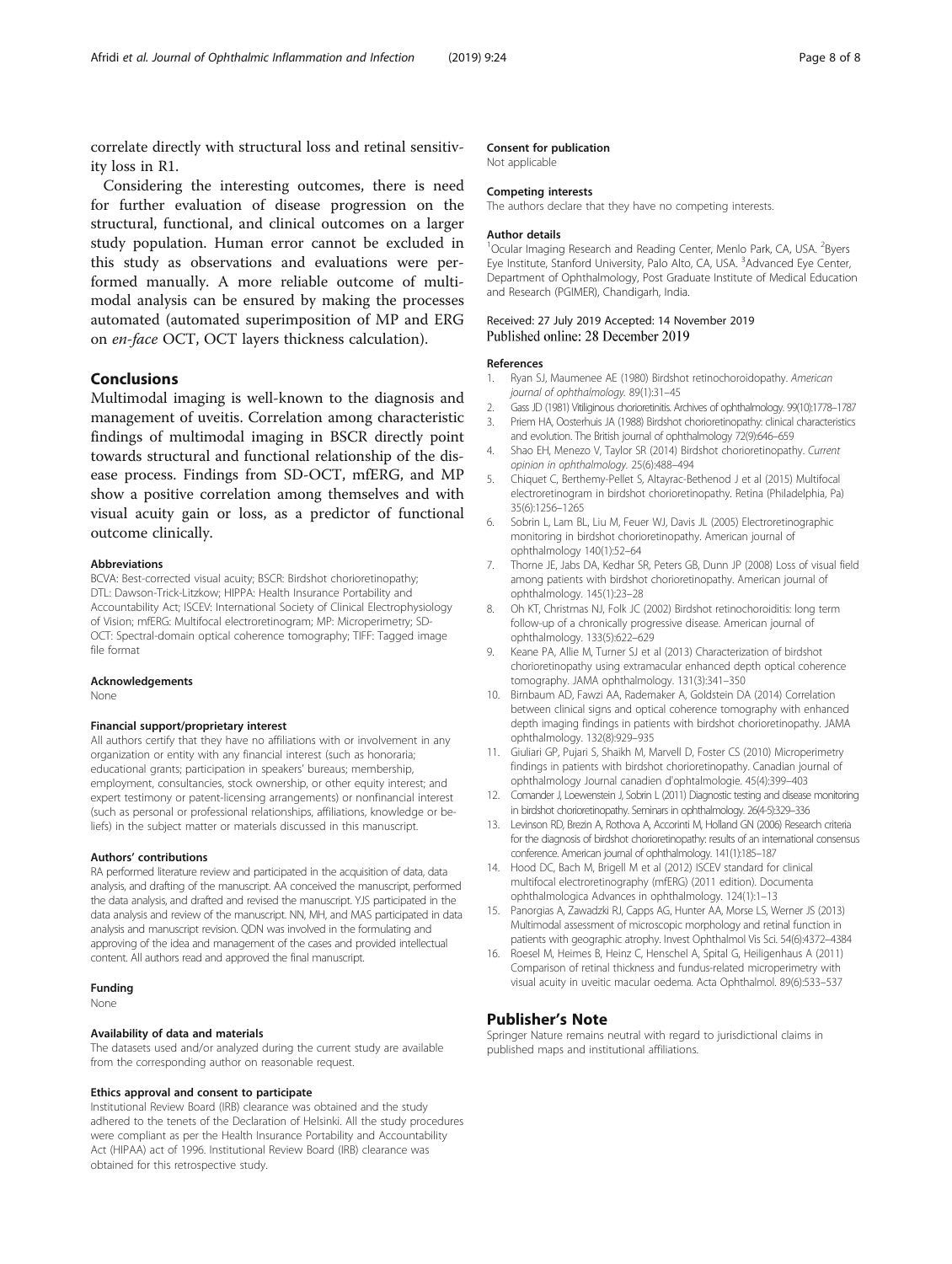correlate directly with structural loss and retinal sensitivity loss in R1.

Considering the interesting outcomes, there is need for further evaluation of disease progression on the structural, functional, and clinical outcomes on a larger study population. Human error cannot be excluded in this study as observations and evaluations were performed manually. A more reliable outcome of multimodal analysis can be ensured by making the processes automated (automated superimposition of MP and ERG on *en-face* OCT, OCT layers thickness calculation).

## Conclusions

Multimodal imaging is well-known to the diagnosis and management of uveitis. Correlation among characteristic findings of multimodal imaging in BSCR directly point towards structural and functional relationship of the disease process. Findings from SD-OCT, mfERG, and MP show a positive correlation among themselves and with visual acuity gain or loss, as a predictor of functional outcome clinically.

#### Abbreviations

BCVA: Best-corrected visual acuity; BSCR: Birdshot chorioretinopathy; DTL: Dawson-Trick-Litzkow; HIPPA: Health Insurance Portability and Accountability Act; ISCEV: International Society of Clinical Electrophysiology of Vision; mfERG: Multifocal electroretinogram; MP: Microperimetry; SD-OCT: Spectral-domain optical coherence tomography; TIFF: Tagged image file format

#### Acknowledgements

None

#### Financial support/proprietary interest

All authors certify that they have no affiliations with or involvement in any organization or entity with any financial interest (such as honoraria; educational grants; participation in speakers' bureaus; membership, employment, consultancies, stock ownership, or other equity interest; and expert testimony or patent-licensing arrangements) or nonfinancial interest (such as personal or professional relationships, affiliations, knowledge or beliefs) in the subject matter or materials discussed in this manuscript.

#### Authors' contributions

RA performed literature review and participated in the acquisition of data, data analysis, and drafting of the manuscript. AA conceived the manuscript, performed the data analysis, and drafted and revised the manuscript. YJS participated in the data analysis and review of the manuscript. NN, MH, and MAS participated in data analysis and manuscript revision. QDN was involved in the formulating and approving of the idea and management of the cases and provided intellectual content. All authors read and approved the final manuscript.

#### Funding

None

#### Availability of data and materials

The datasets used and/or analyzed during the current study are available from the corresponding author on reasonable request.

#### Ethics approval and consent to participate

Institutional Review Board (IRB) clearance was obtained and the study adhered to the tenets of the Declaration of Helsinki. All the study procedures were compliant as per the Health Insurance Portability and Accountability Act (HIPAA) act of 1996. Institutional Review Board (IRB) clearance was obtained for this retrospective study.

#### Consent for publication

Not applicable

#### Competing interests

The authors declare that they have no competing interests.

#### Author details

[1]Ocular Imaging Research and Reading Center, Menlo Park, CA, USA. [2]Byers Eye Institute, Stanford University, Palo Alto, CA, USA. [3]Advanced Eye Center, Department of Ophthalmology, Post Graduate Institute of Medical Education and Research (PGIMER), Chandigarh, India.

Received: 27 July 2019 Accepted: 14 November 2019
Published online: 28 December 2019

#### References

1. Ryan SJ, Maumenee AE (1980) Birdshot retinochoroidopathy. *American journal of ophthalmology.* 89(1):31–45
2. Gass JD (1981) Vitiliginous chorioretinitis. Archives of ophthalmology. 99(10):1778–1787
3. Priem HA, Oosterhuis JA (1988) Birdshot chorioretinopathy: clinical characteristics and evolution. The British journal of ophthalmology 72(9):646–659
4. Shao EH, Menezo V, Taylor SR (2014) Birdshot chorioretinopathy. *Current opinion in ophthalmology.* 25(6):488–494
5. Chiquet C, Berthemy-Pellet S, Altayrac-Bethenod J et al (2015) Multifocal electroretinogram in birdshot chorioretinopathy. Retina (Philadelphia, Pa) 35(6):1256–1265
6. Sobrin L, Lam BL, Liu M, Feuer WJ, Davis JL (2005) Electroretinographic monitoring in birdshot chorioretinopathy. American journal of ophthalmology 140(1):52–64
7. Thorne JE, Jabs DA, Kedhar SR, Peters GB, Dunn JP (2008) Loss of visual field among patients with birdshot chorioretinopathy. American journal of ophthalmology. 145(1):23–28
8. Oh KT, Christmas NJ, Folk JC (2002) Birdshot retinochoroiditis: long term follow-up of a chronically progressive disease. American journal of ophthalmology. 133(5):622–629
9. Keane PA, Allie M, Turner SJ et al (2013) Characterization of birdshot chorioretinopathy using extramacular enhanced depth optical coherence tomography. JAMA ophthalmology. 131(3):341–350
10. Birnbaum AD, Fawzi AA, Rademaker A, Goldstein DA (2014) Correlation between clinical signs and optical coherence tomography with enhanced depth imaging findings in patients with birdshot chorioretinopathy. JAMA ophthalmology. 132(8):929–935
11. Giuliari GP, Pujari S, Shaikh M, Marvell D, Foster CS (2010) Microperimetry findings in patients with birdshot chorioretinopathy. Canadian journal of ophthalmology Journal canadien d'ophtalmologie. 45(4):399–403
12. Comander J, Loewenstein J, Sobrin L (2011) Diagnostic testing and disease monitoring in birdshot chorioretinopathy. Seminars in ophthalmology. 26(4-5):329–336
13. Levinson RD, Brezin A, Rothova A, Accorinti M, Holland GN (2006) Research criteria for the diagnosis of birdshot chorioretinopathy: results of an international consensus conference. American journal of ophthalmology. 141(1):185–187
14. Hood DC, Bach M, Brigell M et al (2012) ISCEV standard for clinical multifocal electroretinography (mfERG) (2011 edition). Documenta ophthalmologica Advances in ophthalmology. 124(1):1–13
15. Panorgias A, Zawadzki RJ, Capps AG, Hunter AA, Morse LS, Werner JS (2013) Multimodal assessment of microscopic morphology and retinal function in patients with geographic atrophy. Invest Ophthalmol Vis Sci. 54(6):4372–4384
16. Roesel M, Heimes B, Heinz C, Henschel A, Spital G, Heiligenhaus A (2011) Comparison of retinal thickness and fundus-related microperimetry with visual acuity in uveitic macular oedema. Acta Ophthalmol. 89(6):533–537

## Publisher's Note

Springer Nature remains neutral with regard to jurisdictional claims in published maps and institutional affiliations.